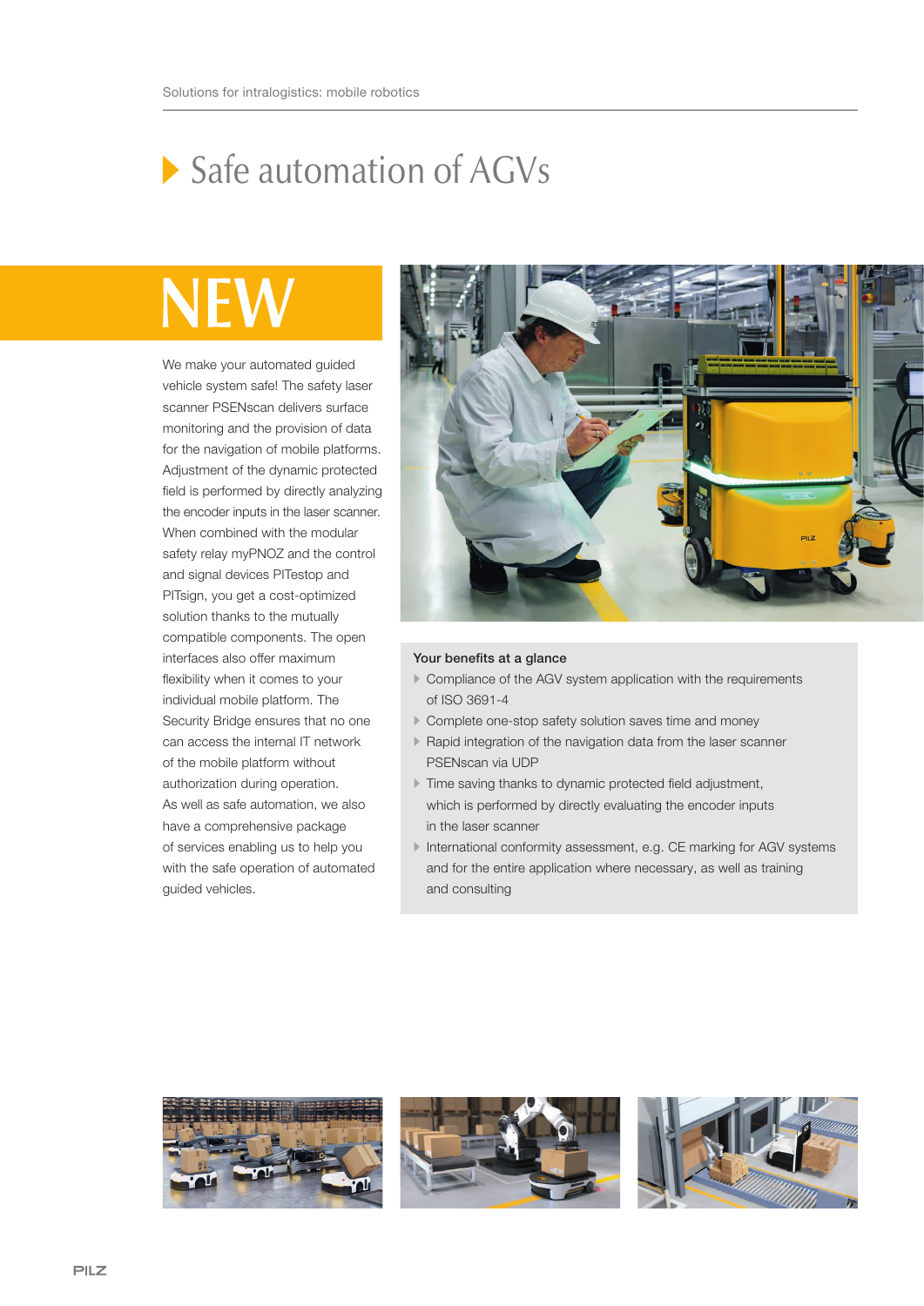# Safe automation of AGVs

## NEW

We make your automated guided vehicle system safe! The safety laser scanner PSENscan delivers surface monitoring and the provision of data for the navigation of mobile platforms. Adjustment of the dynamic protected field is performed by directly analyzing the encoder inputs in the laser scanner. When combined with the modular safety relay myPNOZ and the control and signal devices PITestop and PITsign, you get a cost-optimized solution thanks to the mutually compatible components. The open interfaces also offer maximum flexibility when it comes to your individual mobile platform. The Security Bridge ensures that no one can access the internal IT network of the mobile platform without authorization during operation. As well as safe automation, we also have a comprehensive package of services enabling us to help you with the safe operation of automated guided vehicles.

**Your benefits at a glance**

- Compliance of the AGV system application with the requirements of ISO 3691-4
- Complete one-stop safety solution saves time and money
- Rapid integration of the navigation data from the laser scanner PSENscan via UDP
- Time saving thanks to dynamic protected field adjustment, which is performed by directly evaluating the encoder inputs in the laser scanner
- International conformity assessment, e.g. CE marking for AGV systems and for the entire application where necessary, as well as training and consulting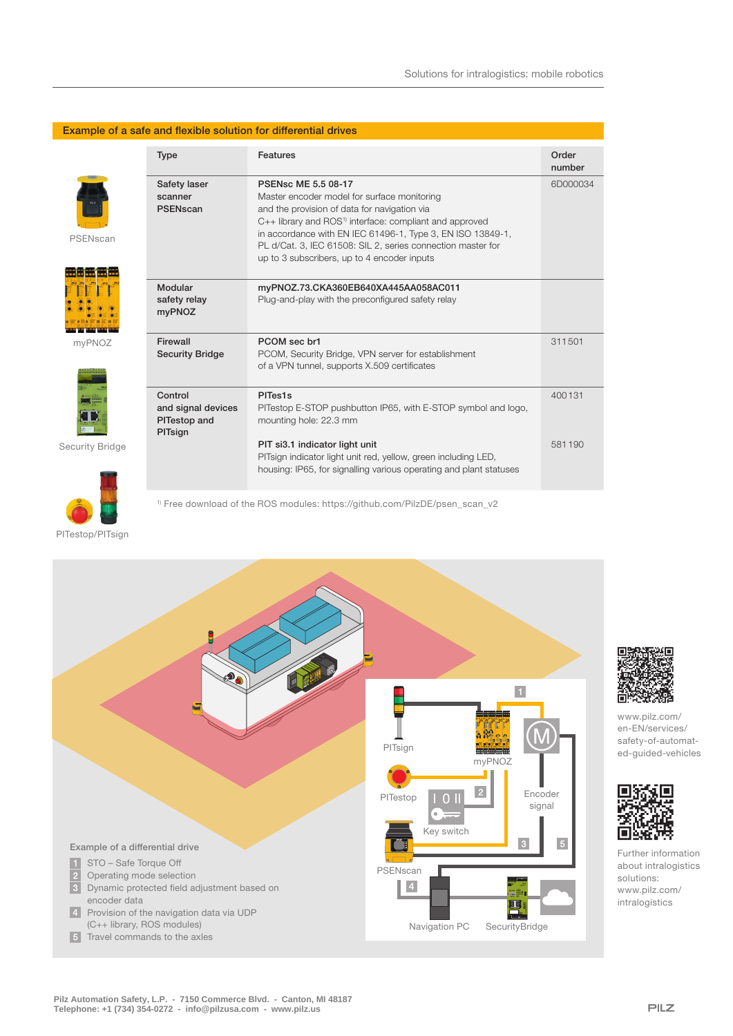## Example of a safe and flexible solution for differential drives

| Type | Features | Order number |
|---|---|---|
| Safety laser scanner PSENscan | **PSENsc ME 5.5 08-17**<br>Master encoder model for surface monitoring and the provision of data for navigation via C++ library and ROS[1] interface: compliant and approved in accordance with EN IEC 61496-1, Type 3, EN ISO 13849-1, PL d/Cat. 3, IEC 61508: SIL 2, series connection master for up to 3 subscribers, up to 4 encoder inputs | 6D000034 |
| Modular safety relay myPNOZ | **myPNOZ.73.CKA360EB640XA445AA058AC011**<br>Plug-and-play with the preconfigured safety relay | |
| Firewall Security Bridge | **PCOM sec br1**<br>PCOM, Security Bridge, VPN server for establishment of a VPN tunnel, supports X.509 certificates | 311 501 |
| Control and signal devices PITestop and PITsign | **PITes1s**<br>PITestop E-STOP pushbutton IP65, with E-STOP symbol and logo, mounting hole: 22.3 mm | 400 131 |
| | **PIT si3.1 indicator light unit**<br>PITsign indicator light unit red, yellow, green including LED, housing: IP65, for signalling various operating and plant statuses | 581 190 |

PSENscan

myPNOZ

Security Bridge

PITestop/PITsign

[1] Free download of the ROS modules: https://github.com/PilzDE/psen_scan_v2

PITsign
myPNOZ
PITestop
Key switch
Encoder signal
PSENscan
Navigation PC
SecurityBridge
1
2
3
4
5

Example of a differential drive

1. STO – Safe Torque Off
2. Operating mode selection
3. Dynamic protected field adjustment based on encoder data
4. Provision of the navigation data via UDP (C++ library, ROS modules)
5. Travel commands to the axles

www.pilz.com/en-EN/services/safety-of-automated-guided-vehicles

Further information about intralogistics solutions: www.pilz.com/intralogistics

Pilz Automation Safety, L.P. - 7150 Commerce Blvd. - Canton, MI 48187
Telephone: +1 (734) 354-0272 - info@pilzusa.com - www.pilz.us